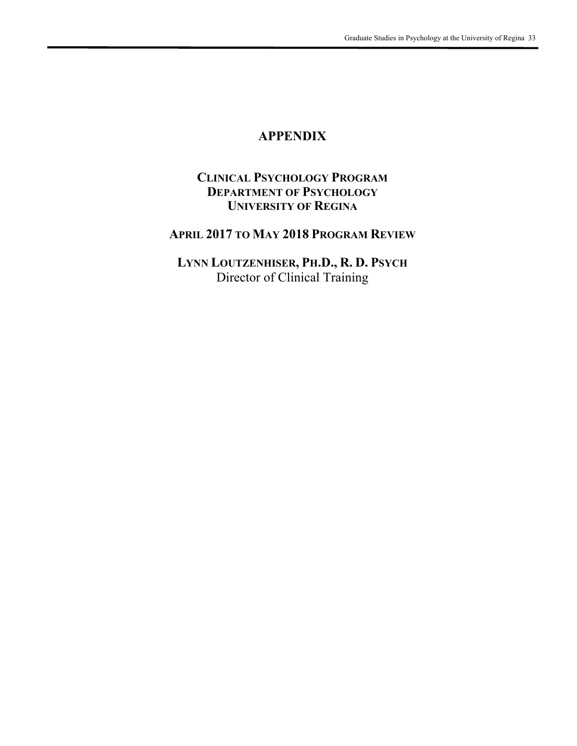# APPENDIX

## Clinical Psychology Program
## Department of Psychology
## University of Regina

## April 2017 to May 2018 Program Review

**Lynn Loutzenhiser, Ph.D., R. D. Psych**
Director of Clinical Training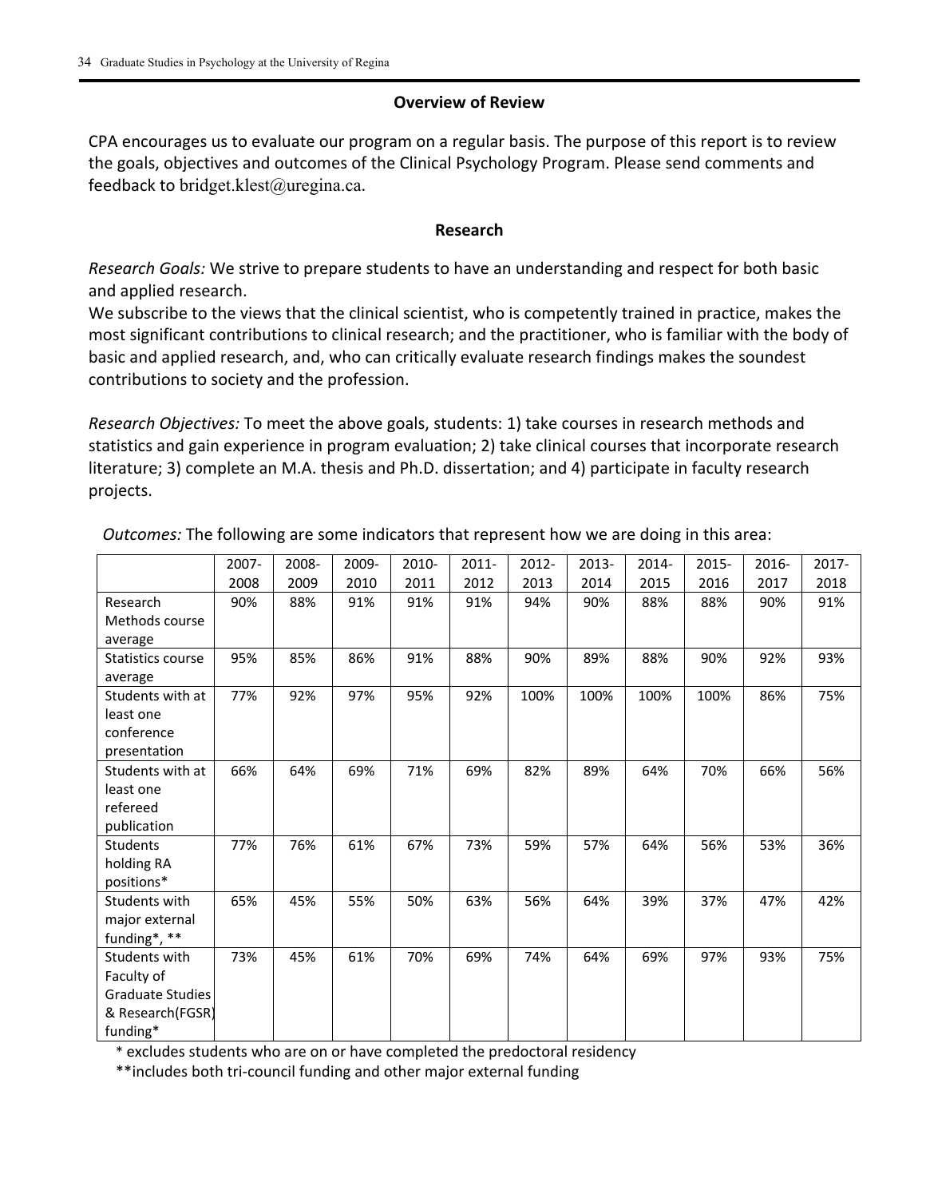## Overview of Review

CPA encourages us to evaluate our program on a regular basis. The purpose of this report is to review the goals, objectives and outcomes of the Clinical Psychology Program. Please send comments and feedback to bridget.klest@uregina.ca.

## Research

*Research Goals:* We strive to prepare students to have an understanding and respect for both basic and applied research.
We subscribe to the views that the clinical scientist, who is competently trained in practice, makes the most significant contributions to clinical research; and the practitioner, who is familiar with the body of basic and applied research, and, who can critically evaluate research findings makes the soundest contributions to society and the profession.

*Research Objectives:* To meet the above goals, students: 1) take courses in research methods and statistics and gain experience in program evaluation; 2) take clinical courses that incorporate research literature; 3) complete an M.A. thesis and Ph.D. dissertation; and 4) participate in faculty research projects.

*Outcomes:* The following are some indicators that represent how we are doing in this area:

| | 2007-2008 | 2008-2009 | 2009-2010 | 2010-2011 | 2011-2012 | 2012-2013 | 2013-2014 | 2014-2015 | 2015-2016 | 2016-2017 | 2017-2018 |
|---|---|---|---|---|---|---|---|---|---|---|---|
| Research Methods course average | 90% | 88% | 91% | 91% | 91% | 94% | 90% | 88% | 88% | 90% | 91% |
| Statistics course average | 95% | 85% | 86% | 91% | 88% | 90% | 89% | 88% | 90% | 92% | 93% |
| Students with at least one conference presentation | 77% | 92% | 97% | 95% | 92% | 100% | 100% | 100% | 100% | 86% | 75% |
| Students with at least one refereed publication | 66% | 64% | 69% | 71% | 69% | 82% | 89% | 64% | 70% | 66% | 56% |
| Students holding RA positions* | 77% | 76% | 61% | 67% | 73% | 59% | 57% | 64% | 56% | 53% | 36% |
| Students with major external funding*, ** | 65% | 45% | 55% | 50% | 63% | 56% | 64% | 39% | 37% | 47% | 42% |
| Students with Faculty of Graduate Studies & Research(FGSR) funding* | 73% | 45% | 61% | 70% | 69% | 74% | 64% | 69% | 97% | 93% | 75% |

\* excludes students who are on or have completed the predoctoral residency

\*\*includes both tri-council funding and other major external funding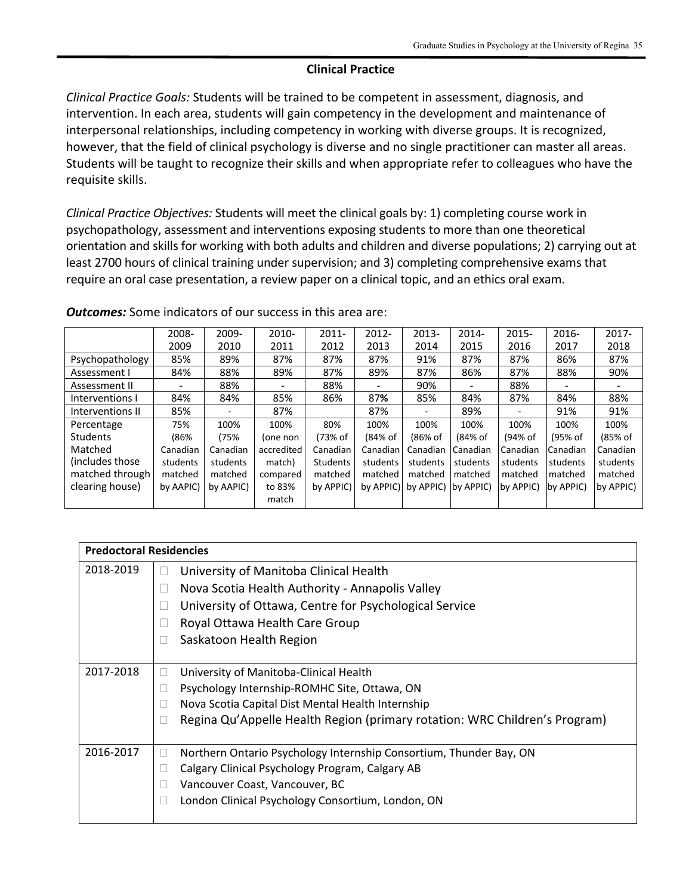## Clinical Practice

*Clinical Practice Goals:* Students will be trained to be competent in assessment, diagnosis, and intervention. In each area, students will gain competency in the development and maintenance of interpersonal relationships, including competency in working with diverse groups. It is recognized, however, that the field of clinical psychology is diverse and no single practitioner can master all areas. Students will be taught to recognize their skills and when appropriate refer to colleagues who have the requisite skills.

*Clinical Practice Objectives:* Students will meet the clinical goals by: 1) completing course work in psychopathology, assessment and interventions exposing students to more than one theoretical orientation and skills for working with both adults and children and diverse populations; 2) carrying out at least 2700 hours of clinical training under supervision; and 3) completing comprehensive exams that require an oral case presentation, a review paper on a clinical topic, and an ethics oral exam.

***Outcomes:*** Some indicators of our success in this area are:

| | 2008-2009 | 2009-2010 | 2010-2011 | 2011-2012 | 2012-2013 | 2013-2014 | 2014-2015 | 2015-2016 | 2016-2017 | 2017-2018 |
|---|---|---|---|---|---|---|---|---|---|---|
| Psychopathology | 85% | 89% | 87% | 87% | 87% | 91% | 87% | 87% | 86% | 87% |
| Assessment I | 84% | 88% | 89% | 87% | 89% | 87% | 86% | 87% | 88% | 90% |
| Assessment II | - | 88% | - | 88% | - | 90% | - | 88% | - | - |
| Interventions I | 84% | 84% | 85% | 86% | 87**%** | 85% | 84% | 87% | 84% | 88% |
| Interventions II | 85% | - | 87% | | 87% | - | 89% | - | 91% | 91% |
| Percentage Students Matched (includes those matched through clearing house) | 75% (86% Canadian students matched by AAPIC) | 100% (75% Canadian students matched by AAPIC) | 100% (one non accredited match) compared to 83% match | 80% (73% of Canadian Students matched by APPIC) | 100% (84% of Canadian students matched by APPIC) | 100% (86% of Canadian students matched by APPIC) | 100% (84% of Canadian students matched by APPIC) | 100% (94% of Canadian students matched by APPIC) | 100% (95% of Canadian students matched by APPIC) | 100% (85% of Canadian students matched by APPIC) |

| **Predoctoral Residencies** | |
|---|---|
| 2018-2019 | University of Manitoba Clinical Health<br>Nova Scotia Health Authority - Annapolis Valley<br>University of Ottawa, Centre for Psychological Service<br>Royal Ottawa Health Care Group<br>Saskatoon Health Region |
| 2017-2018 | University of Manitoba-Clinical Health<br>Psychology Internship-ROMHC Site, Ottawa, ON<br>Nova Scotia Capital Dist Mental Health Internship<br>Regina Qu'Appelle Health Region (primary rotation: WRC Children's Program) |
| 2016-2017 | Northern Ontario Psychology Internship Consortium, Thunder Bay, ON<br>Calgary Clinical Psychology Program, Calgary AB<br>Vancouver Coast, Vancouver, BC<br>London Clinical Psychology Consortium, London, ON |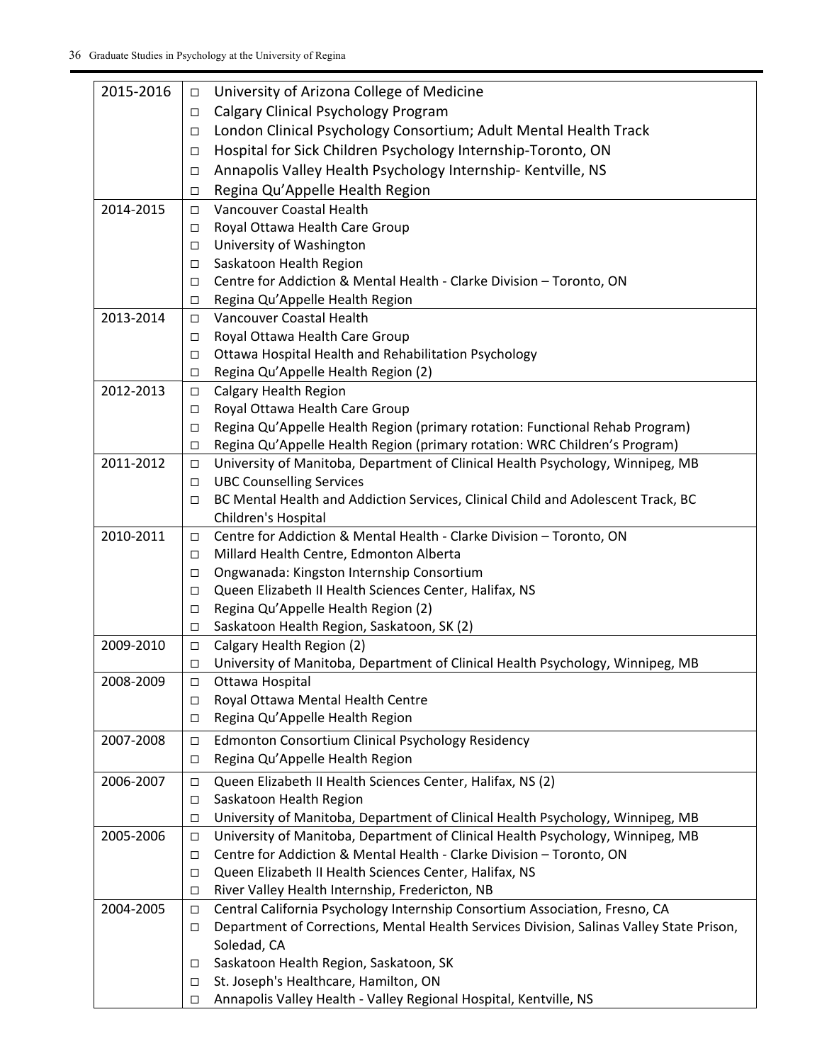| | |
|---|---|
| 2015-2016 | □ University of Arizona College of Medicine<br>□ Calgary Clinical Psychology Program<br>□ London Clinical Psychology Consortium; Adult Mental Health Track<br>□ Hospital for Sick Children Psychology Internship-Toronto, ON<br>□ Annapolis Valley Health Psychology Internship- Kentville, NS<br>□ Regina Qu'Appelle Health Region |
| 2014-2015 | □ Vancouver Coastal Health<br>□ Royal Ottawa Health Care Group<br>□ University of Washington<br>□ Saskatoon Health Region<br>□ Centre for Addiction & Mental Health - Clarke Division – Toronto, ON<br>□ Regina Qu'Appelle Health Region |
| 2013-2014 | □ Vancouver Coastal Health<br>□ Royal Ottawa Health Care Group<br>□ Ottawa Hospital Health and Rehabilitation Psychology<br>□ Regina Qu'Appelle Health Region (2) |
| 2012-2013 | □ Calgary Health Region<br>□ Royal Ottawa Health Care Group<br>□ Regina Qu'Appelle Health Region (primary rotation: Functional Rehab Program)<br>□ Regina Qu'Appelle Health Region (primary rotation: WRC Children's Program) |
| 2011-2012 | □ University of Manitoba, Department of Clinical Health Psychology, Winnipeg, MB<br>□ UBC Counselling Services<br>□ BC Mental Health and Addiction Services, Clinical Child and Adolescent Track, BC Children's Hospital |
| 2010-2011 | □ Centre for Addiction & Mental Health - Clarke Division – Toronto, ON<br>□ Millard Health Centre, Edmonton Alberta<br>□ Ongwanada: Kingston Internship Consortium<br>□ Queen Elizabeth II Health Sciences Center, Halifax, NS<br>□ Regina Qu'Appelle Health Region (2)<br>□ Saskatoon Health Region, Saskatoon, SK (2) |
| 2009-2010 | □ Calgary Health Region (2)<br>□ University of Manitoba, Department of Clinical Health Psychology, Winnipeg, MB |
| 2008-2009 | □ Ottawa Hospital<br>□ Royal Ottawa Mental Health Centre<br>□ Regina Qu'Appelle Health Region |
| 2007-2008 | □ Edmonton Consortium Clinical Psychology Residency<br>□ Regina Qu'Appelle Health Region |
| 2006-2007 | □ Queen Elizabeth II Health Sciences Center, Halifax, NS (2)<br>□ Saskatoon Health Region<br>□ University of Manitoba, Department of Clinical Health Psychology, Winnipeg, MB |
| 2005-2006 | □ University of Manitoba, Department of Clinical Health Psychology, Winnipeg, MB<br>□ Centre for Addiction & Mental Health - Clarke Division – Toronto, ON<br>□ Queen Elizabeth II Health Sciences Center, Halifax, NS<br>□ River Valley Health Internship, Fredericton, NB |
| 2004-2005 | □ Central California Psychology Internship Consortium Association, Fresno, CA<br>□ Department of Corrections, Mental Health Services Division, Salinas Valley State Prison, Soledad, CA<br>□ Saskatoon Health Region, Saskatoon, SK<br>□ St. Joseph's Healthcare, Hamilton, ON<br>□ Annapolis Valley Health - Valley Regional Hospital, Kentville, NS |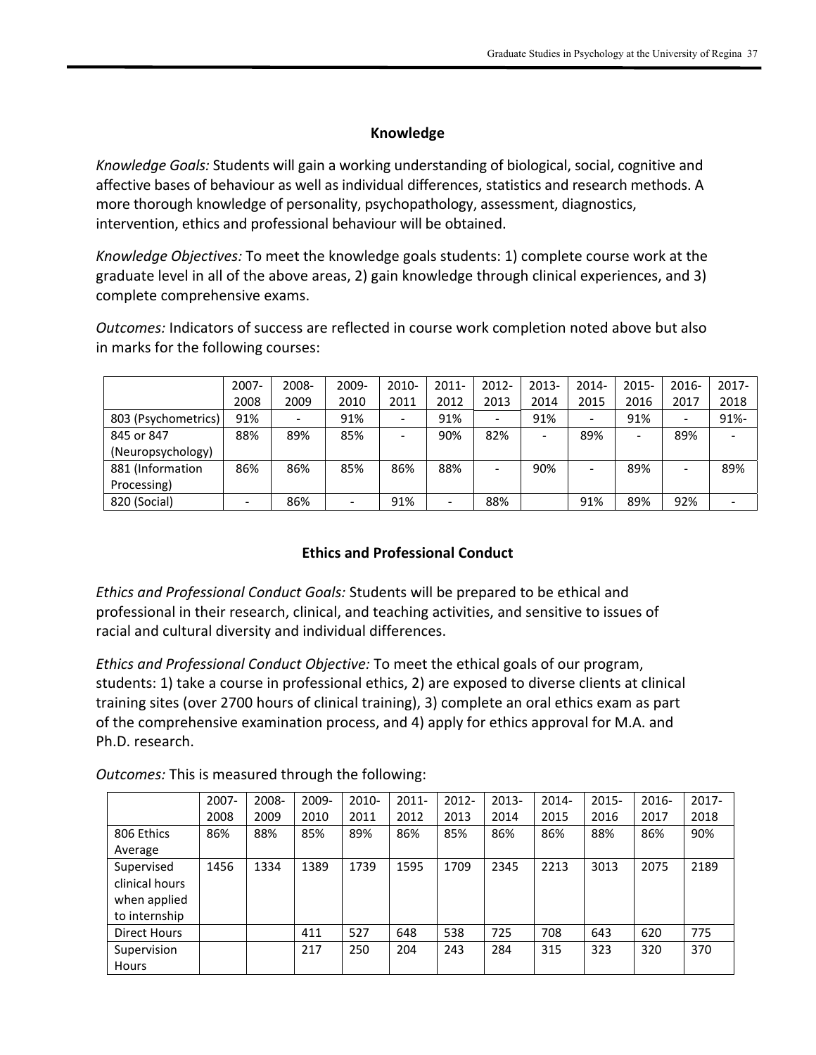## Knowledge

*Knowledge Goals:* Students will gain a working understanding of biological, social, cognitive and affective bases of behaviour as well as individual differences, statistics and research methods. A more thorough knowledge of personality, psychopathology, assessment, diagnostics, intervention, ethics and professional behaviour will be obtained.

*Knowledge Objectives:* To meet the knowledge goals students: 1) complete course work at the graduate level in all of the above areas, 2) gain knowledge through clinical experiences, and 3) complete comprehensive exams.

*Outcomes:* Indicators of success are reflected in course work completion noted above but also in marks for the following courses:

| | 2007-2008 | 2008-2009 | 2009-2010 | 2010-2011 | 2011-2012 | 2012-2013 | 2013-2014 | 2014-2015 | 2015-2016 | 2016-2017 | 2017-2018 |
|---|---|---|---|---|---|---|---|---|---|---|---|
| 803 (Psychometrics) | 91% | - | 91% | - | 91% | - | 91% | - | 91% | - | 91%- |
| 845 or 847 (Neuropsychology) | 88% | 89% | 85% | - | 90% | 82% | - | 89% | - | 89% | - |
| 881 (Information Processing) | 86% | 86% | 85% | 86% | 88% | - | 90% | - | 89% | - | 89% |
| 820 (Social) | - | 86% | - | 91% | - | 88% | | 91% | 89% | 92% | - |

## Ethics and Professional Conduct

*Ethics and Professional Conduct Goals:* Students will be prepared to be ethical and professional in their research, clinical, and teaching activities, and sensitive to issues of racial and cultural diversity and individual differences.

*Ethics and Professional Conduct Objective:* To meet the ethical goals of our program, students: 1) take a course in professional ethics, 2) are exposed to diverse clients at clinical training sites (over 2700 hours of clinical training), 3) complete an oral ethics exam as part of the comprehensive examination process, and 4) apply for ethics approval for M.A. and Ph.D. research.

*Outcomes:* This is measured through the following:

| | 2007-2008 | 2008-2009 | 2009-2010 | 2010-2011 | 2011-2012 | 2012-2013 | 2013-2014 | 2014-2015 | 2015-2016 | 2016-2017 | 2017-2018 |
|---|---|---|---|---|---|---|---|---|---|---|---|
| 806 Ethics Average | 86% | 88% | 85% | 89% | 86% | 85% | 86% | 86% | 88% | 86% | 90% |
| Supervised clinical hours when applied to internship | 1456 | 1334 | 1389 | 1739 | 1595 | 1709 | 2345 | 2213 | 3013 | 2075 | 2189 |
| Direct Hours | | | 411 | 527 | 648 | 538 | 725 | 708 | 643 | 620 | 775 |
| Supervision Hours | | | 217 | 250 | 204 | 243 | 284 | 315 | 323 | 320 | 370 |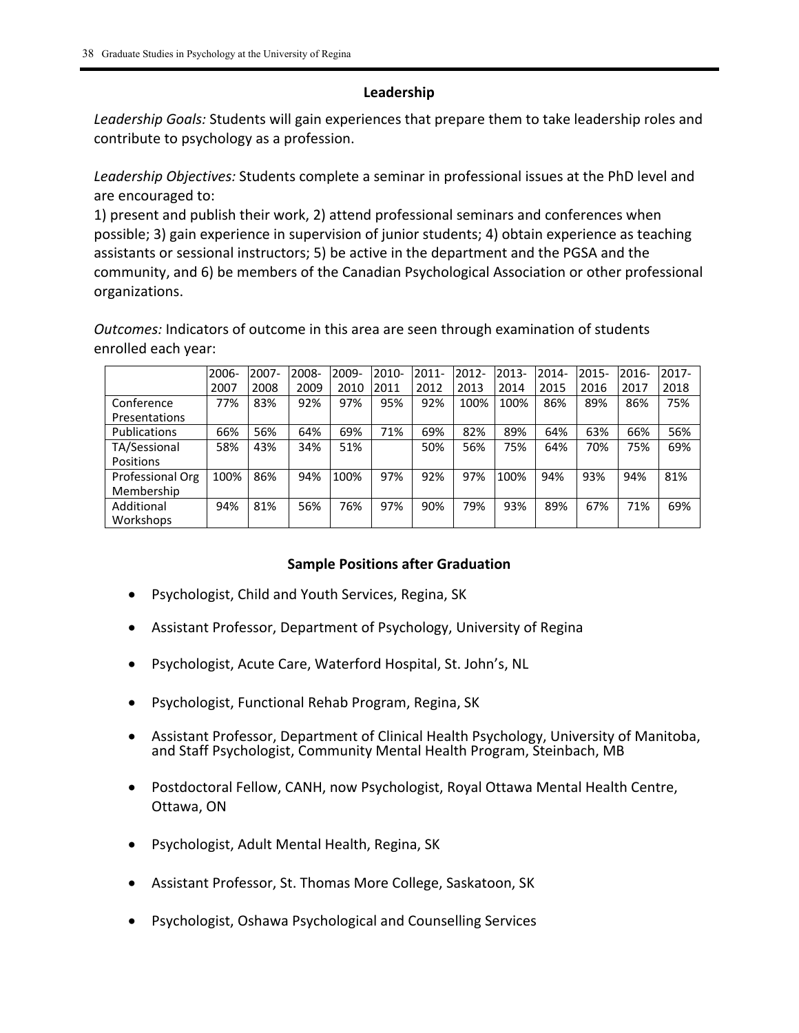## Leadership

*Leadership Goals:* Students will gain experiences that prepare them to take leadership roles and contribute to psychology as a profession.

*Leadership Objectives:* Students complete a seminar in professional issues at the PhD level and are encouraged to:
1) present and publish their work, 2) attend professional seminars and conferences when possible; 3) gain experience in supervision of junior students; 4) obtain experience as teaching assistants or sessional instructors; 5) be active in the department and the PGSA and the community, and 6) be members of the Canadian Psychological Association or other professional organizations.

*Outcomes:* Indicators of outcome in this area are seen through examination of students enrolled each year:

| | 2006-2007 | 2007-2008 | 2008-2009 | 2009-2010 | 2010-2011 | 2011-2012 | 2012-2013 | 2013-2014 | 2014-2015 | 2015-2016 | 2016-2017 | 2017-2018 |
|---|---|---|---|---|---|---|---|---|---|---|---|---|
| Conference Presentations | 77% | 83% | 92% | 97% | 95% | 92% | 100% | 100% | 86% | 89% | 86% | 75% |
| Publications | 66% | 56% | 64% | 69% | 71% | 69% | 82% | 89% | 64% | 63% | 66% | 56% |
| TA/Sessional Positions | 58% | 43% | 34% | 51% | | 50% | 56% | 75% | 64% | 70% | 75% | 69% |
| Professional Org Membership | 100% | 86% | 94% | 100% | 97% | 92% | 97% | 100% | 94% | 93% | 94% | 81% |
| Additional Workshops | 94% | 81% | 56% | 76% | 97% | 90% | 79% | 93% | 89% | 67% | 71% | 69% |

## Sample Positions after Graduation

- Psychologist, Child and Youth Services, Regina, SK
- Assistant Professor, Department of Psychology, University of Regina
- Psychologist, Acute Care, Waterford Hospital, St. John's, NL
- Psychologist, Functional Rehab Program, Regina, SK
- Assistant Professor, Department of Clinical Health Psychology, University of Manitoba, and Staff Psychologist, Community Mental Health Program, Steinbach, MB
- Postdoctoral Fellow, CANH, now Psychologist, Royal Ottawa Mental Health Centre, Ottawa, ON
- Psychologist, Adult Mental Health, Regina, SK
- Assistant Professor, St. Thomas More College, Saskatoon, SK
- Psychologist, Oshawa Psychological and Counselling Services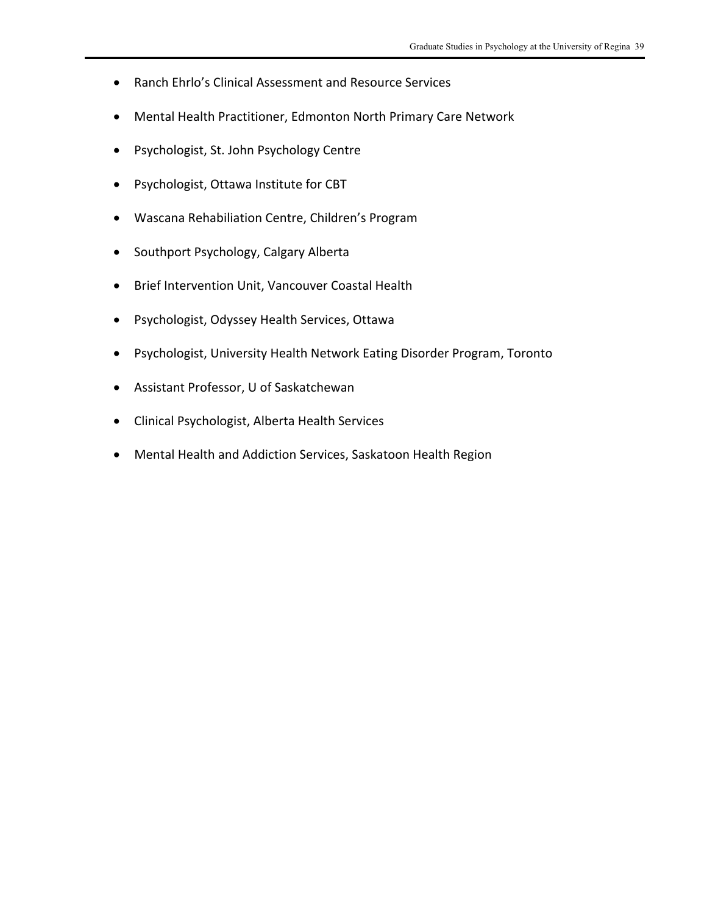- Ranch Ehrlo's Clinical Assessment and Resource Services
- Mental Health Practitioner, Edmonton North Primary Care Network
- Psychologist, St. John Psychology Centre
- Psychologist, Ottawa Institute for CBT
- Wascana Rehabiliation Centre, Children's Program
- Southport Psychology, Calgary Alberta
- Brief Intervention Unit, Vancouver Coastal Health
- Psychologist, Odyssey Health Services, Ottawa
- Psychologist, University Health Network Eating Disorder Program, Toronto
- Assistant Professor, U of Saskatchewan
- Clinical Psychologist, Alberta Health Services
- Mental Health and Addiction Services, Saskatoon Health Region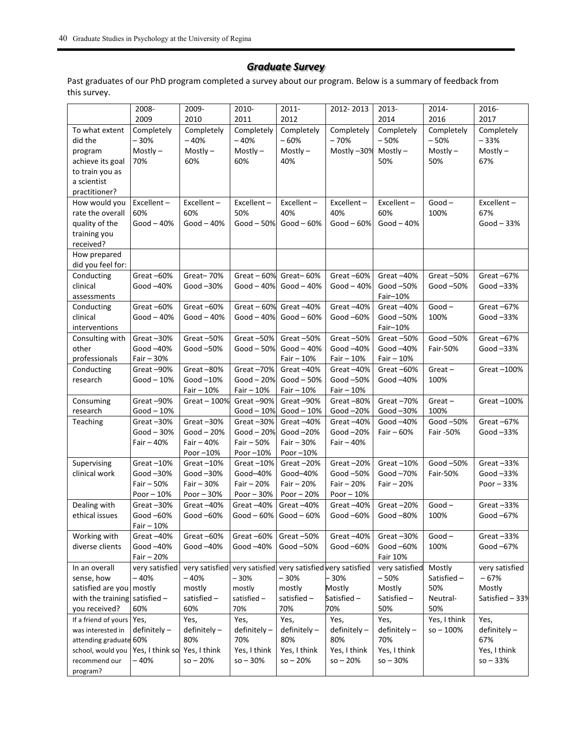## *Graduate Survey*

Past graduates of our PhD program completed a survey about our program. Below is a summary of feedback from this survey.

| | 2008-2009 | 2009-2010 | 2010-2011 | 2011-2012 | 2012- 2013 | 2013-2014 | 2014-2016 | 2016-2017 |
|---|---|---|---|---|---|---|---|---|
| To what extent did the program achieve its goal to train you as a scientist practitioner? | Completely – 30% Mostly – 70% | Completely – 40% Mostly – 60% | Completely – 40% Mostly – 60% | Completely – 60% Mostly – 40% | Completely – 70% Mostly –30% | Completely – 50% Mostly – 50% | Completely – 50% Mostly – 50% | Completely – 33% Mostly – 67% |
| How would you rate the overall quality of the training you received? | Excellent – 60% Good – 40% | Excellent – 60% Good – 40% | Excellent – 50% Good – 50% | Excellent – 40% Good – 60% | Excellent – 40% Good – 60% | Excellent – 60% Good – 40% | Good – 100% | Excellent – 67% Good – 33% |
| How prepared did you feel for: | | | | | | | | |
| Conducting clinical assessments | Great –60% Good –40% | Great– 70% Good –30% | Great – 60% Good – 40% | Great– 60% Good – 40% | Great –60% Good – 40% | Great –40% Good –50% Fair–10% | Great –50% Good –50% | Great –67% Good –33% |
| Conducting clinical interventions | Great –60% Good – 40% | Great –60% Good – 40% | Great – 60% Good – 40% | Great –40% Good – 60% | Great –40% Good –60% | Great –40% Good –50% Fair–10% | Good – 100% | Great –67% Good –33% |
| Consulting with other professionals | Great –30% Good –40% Fair – 30% | Great –50% Good –50% | Great –50% Good – 50% | Great –50% Good – 40% Fair – 10% | Great –50% Good –40% Fair – 10% | Great –50% Good –40% Fair – 10% | Good –50% Fair-50% | Great –67% Good –33% |
| Conducting research | Great –90% Good – 10% | Great –80% Good –10% Fair – 10% | Great –70% Good – 20% Fair – 10% | Great –40% Good – 50% Fair – 10% | Great –40% Good –50% Fair – 10% | Great –60% Good –40% | Great – 100% | Great –100% |
| Consuming research | Great –90% Good – 10% | Great – 100% | Great –90% Good – 10% | Great –90% Good – 10% | Great –80% Good –20% | Great –70% Good –30% | Great – 100% | Great –100% |
| Teaching | Great –30% Good – 30% Fair – 40% | Great –30% Good – 20% Fair – 40% Poor –10% | Great –30% Good – 20% Fair – 50% Poor –10% | Great –40% Good –20% Fair – 30% Poor –10% | Great –40% Good –20% Fair – 40% | Good –40% Fair – 60% | Good –50% Fair -50% | Great –67% Good –33% |
| Supervising clinical work | Great –10% Good –30% Fair – 50% Poor – 10% | Great –10% Good –30% Fair – 30% Poor – 30% | Great –10% Good–40% Fair – 20% Poor – 30% | Great –20% Good–40% Fair – 20% Poor – 20% | Great –20% Good –50% Fair – 20% Poor – 10% | Great –10% Good –70% Fair – 20% | Good –50% Fair-50% | Great –33% Good –33% Poor – 33% |
| Dealing with ethical issues | Great –30% Good –60% Fair – 10% | Great –40% Good –60% | Great –40% Good – 60% | Great –40% Good – 60% | Great –40% Good –60% | Great –20% Good –80% | Good – 100% | Great –33% Good –67% |
| Working with diverse clients | Great –40% Good –40% Fair – 20% | Great –60% Good –40% | Great –60% Good –40% | Great –50% Good –50% | Great –40% Good –60% | Great –30% Good –60% Fair 10% | Good – 100% | Great –33% Good –67% |
| In an overall sense, how satisfied are you with the training you received? | very satisfied – 40% mostly satisfied – 60% | very satisfied – 40% mostly satisfied – 60% | very satisfied – 30% mostly satisfied – 70% | very satisfied – 30% mostly satisfied – 70% | very satisfied – 30% Mostly Satisfied – 70% | very satisfied – 50% Mostly Satisfied – 50% | Mostly Satisfied – 50% Neutral- 50% | very satisfied – 67% Mostly Satisfied – 33% |
| If a friend of yours was interested in attending graduate school, would you recommend our program? | Yes, definitely – 60% Yes, I think so – 40% | Yes, definitely – 80% Yes, I think so – 20% | Yes, definitely – 70% Yes, I think so – 30% | Yes, definitely – 80% Yes, I think so – 20% | Yes, definitely – 80% Yes, I think so – 20% | Yes, definitely – 70% Yes, I think so – 30% | Yes, I think so – 100% | Yes, definitely – 67% Yes, I think so – 33% |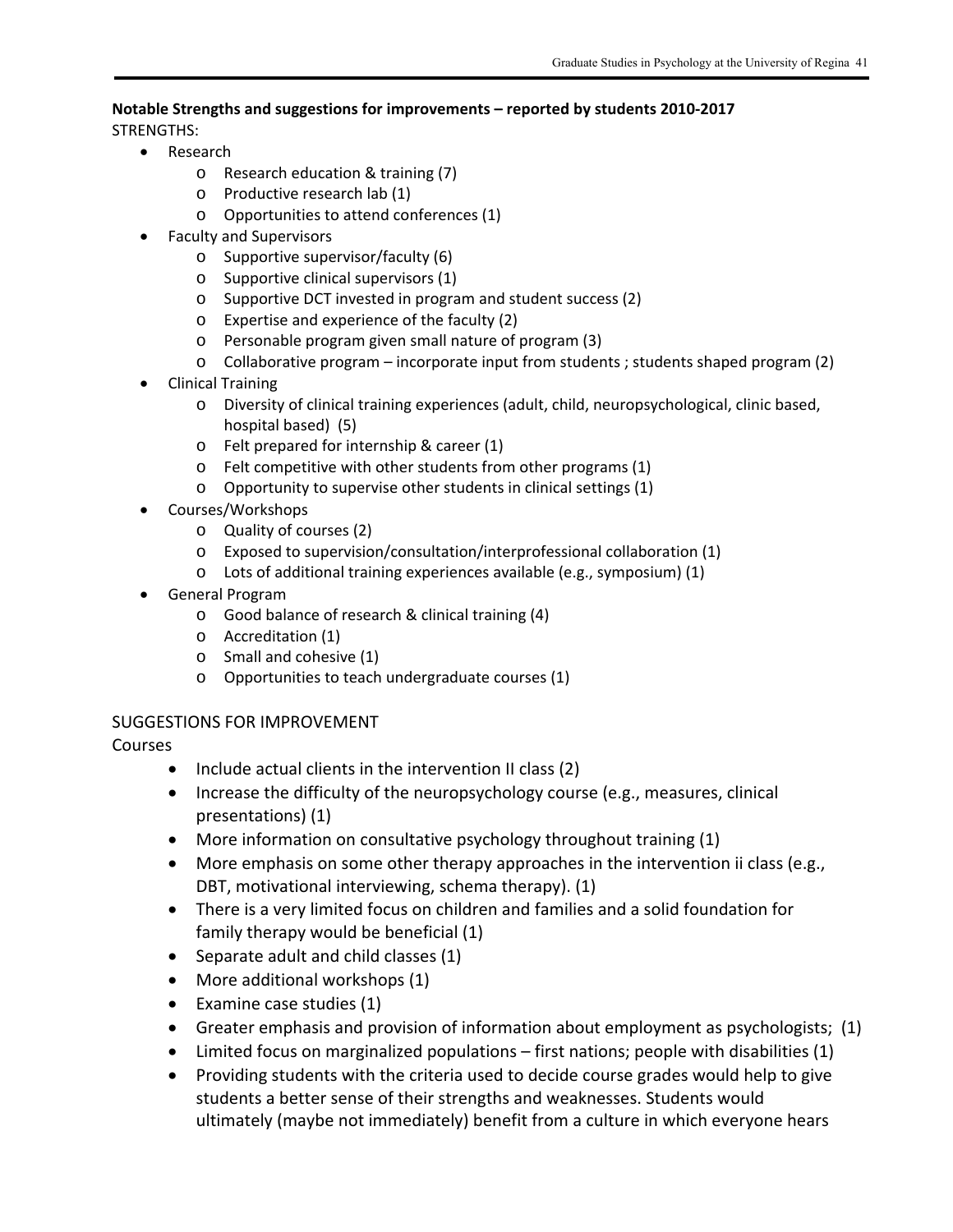**Notable Strengths and suggestions for improvements – reported by students 2010-2017**

STRENGTHS:

- Research
  - Research education & training (7)
  - Productive research lab (1)
  - Opportunities to attend conferences (1)
- Faculty and Supervisors
  - Supportive supervisor/faculty (6)
  - Supportive clinical supervisors (1)
  - Supportive DCT invested in program and student success (2)
  - Expertise and experience of the faculty (2)
  - Personable program given small nature of program (3)
  - Collaborative program – incorporate input from students ; students shaped program (2)
- Clinical Training
  - Diversity of clinical training experiences (adult, child, neuropsychological, clinic based, hospital based) (5)
  - Felt prepared for internship & career (1)
  - Felt competitive with other students from other programs (1)
  - Opportunity to supervise other students in clinical settings (1)
- Courses/Workshops
  - Quality of courses (2)
  - Exposed to supervision/consultation/interprofessional collaboration (1)
  - Lots of additional training experiences available (e.g., symposium) (1)
- General Program
  - Good balance of research & clinical training (4)
  - Accreditation (1)
  - Small and cohesive (1)
  - Opportunities to teach undergraduate courses (1)

SUGGESTIONS FOR IMPROVEMENT

Courses

- Include actual clients in the intervention II class (2)
- Increase the difficulty of the neuropsychology course (e.g., measures, clinical presentations) (1)
- More information on consultative psychology throughout training (1)
- More emphasis on some other therapy approaches in the intervention ii class (e.g., DBT, motivational interviewing, schema therapy). (1)
- There is a very limited focus on children and families and a solid foundation for family therapy would be beneficial (1)
- Separate adult and child classes (1)
- More additional workshops (1)
- Examine case studies (1)
- Greater emphasis and provision of information about employment as psychologists; (1)
- Limited focus on marginalized populations – first nations; people with disabilities (1)
- Providing students with the criteria used to decide course grades would help to give students a better sense of their strengths and weaknesses. Students would ultimately (maybe not immediately) benefit from a culture in which everyone hears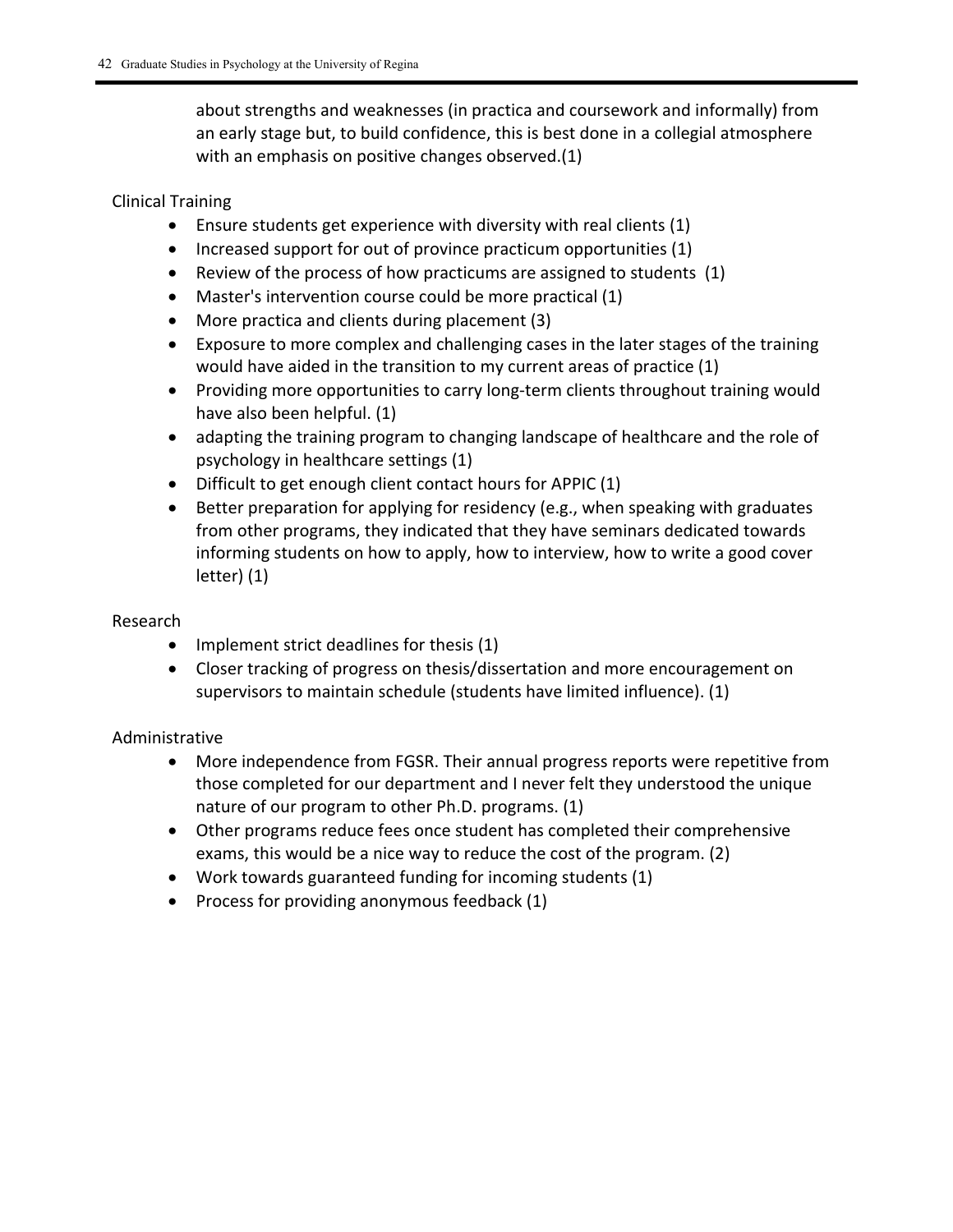about strengths and weaknesses (in practica and coursework and informally) from an early stage but, to build confidence, this is best done in a collegial atmosphere with an emphasis on positive changes observed.(1)

Clinical Training

- Ensure students get experience with diversity with real clients (1)
- Increased support for out of province practicum opportunities (1)
- Review of the process of how practicums are assigned to students (1)
- Master's intervention course could be more practical (1)
- More practica and clients during placement (3)
- Exposure to more complex and challenging cases in the later stages of the training would have aided in the transition to my current areas of practice (1)
- Providing more opportunities to carry long-term clients throughout training would have also been helpful. (1)
- adapting the training program to changing landscape of healthcare and the role of psychology in healthcare settings (1)
- Difficult to get enough client contact hours for APPIC (1)
- Better preparation for applying for residency (e.g., when speaking with graduates from other programs, they indicated that they have seminars dedicated towards informing students on how to apply, how to interview, how to write a good cover letter) (1)

Research

- Implement strict deadlines for thesis (1)
- Closer tracking of progress on thesis/dissertation and more encouragement on supervisors to maintain schedule (students have limited influence). (1)

Administrative

- More independence from FGSR. Their annual progress reports were repetitive from those completed for our department and I never felt they understood the unique nature of our program to other Ph.D. programs. (1)
- Other programs reduce fees once student has completed their comprehensive exams, this would be a nice way to reduce the cost of the program. (2)
- Work towards guaranteed funding for incoming students (1)
- Process for providing anonymous feedback (1)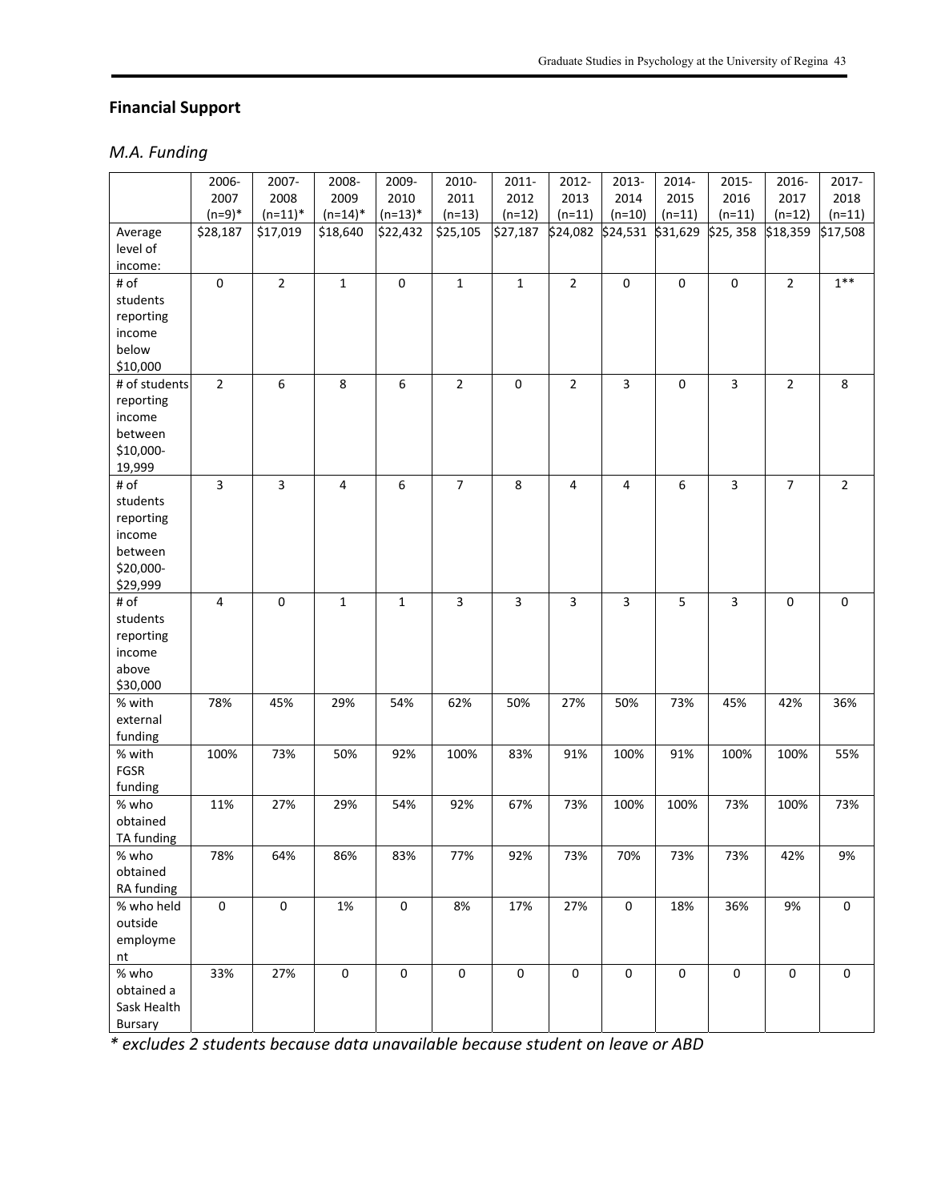## Financial Support

### *M.A. Funding*

| | 2006-2007 (n=9)* | 2007-2008 (n=11)* | 2008-2009 (n=14)* | 2009-2010 (n=13)* | 2010-2011 (n=13) | 2011-2012 (n=12) | 2012-2013 (n=11) | 2013-2014 (n=10) | 2014-2015 (n=11) | 2015-2016 (n=11) | 2016-2017 (n=12) | 2017-2018 (n=11) |
|---|---|---|---|---|---|---|---|---|---|---|---|---|
| Average level of income: | $28,187 | $17,019 | $18,640 | $22,432 | $25,105 | $27,187 | $24,082 | $24,531 | $31,629 | $25, 358 | $18,359 | $17,508 |
| # of students reporting income below $10,000 | 0 | 2 | 1 | 0 | 1 | 1 | 2 | 0 | 0 | 0 | 2 | 1** |
| # of students reporting income between $10,000-19,999 | 2 | 6 | 8 | 6 | 2 | 0 | 2 | 3 | 0 | 3 | 2 | 8 |
| # of students reporting income between $20,000-$29,999 | 3 | 3 | 4 | 6 | 7 | 8 | 4 | 4 | 6 | 3 | 7 | 2 |
| # of students reporting income above $30,000 | 4 | 0 | 1 | 1 | 3 | 3 | 3 | 3 | 5 | 3 | 0 | 0 |
| % with external funding | 78% | 45% | 29% | 54% | 62% | 50% | 27% | 50% | 73% | 45% | 42% | 36% |
| % with FGSR funding | 100% | 73% | 50% | 92% | 100% | 83% | 91% | 100% | 91% | 100% | 100% | 55% |
| % who obtained TA funding | 11% | 27% | 29% | 54% | 92% | 67% | 73% | 100% | 100% | 73% | 100% | 73% |
| % who obtained RA funding | 78% | 64% | 86% | 83% | 77% | 92% | 73% | 70% | 73% | 73% | 42% | 9% |
| % who held outside employment | 0 | 0 | 1% | 0 | 8% | 17% | 27% | 0 | 18% | 36% | 9% | 0 |
| % who obtained a Sask Health Bursary | 33% | 27% | 0 | 0 | 0 | 0 | 0 | 0 | 0 | 0 | 0 | 0 |

*\* excludes 2 students because data unavailable because student on leave or ABD*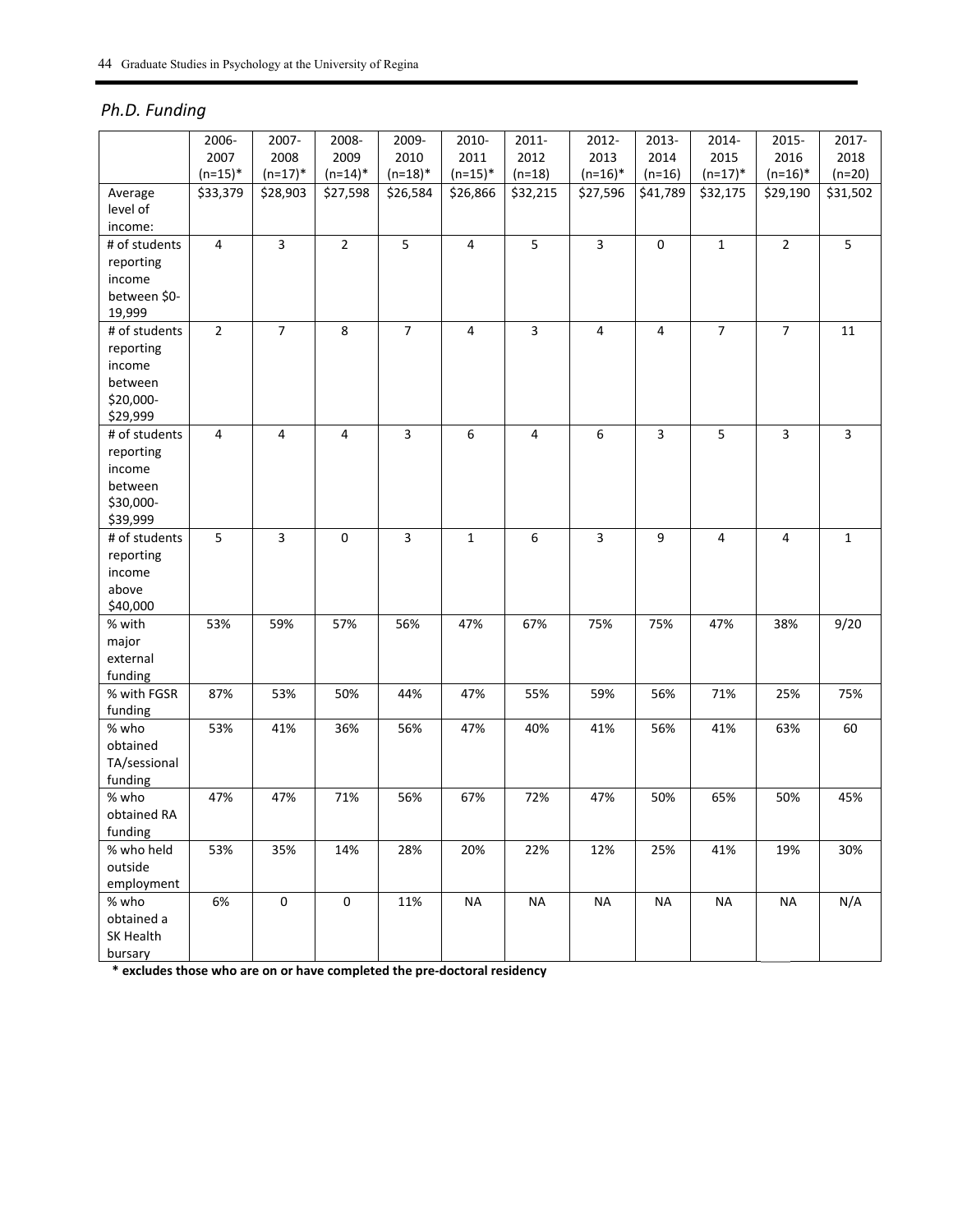*Ph.D. Funding*

| | 2006-2007 (n=15)* | 2007-2008 (n=17)* | 2008-2009 (n=14)* | 2009-2010 (n=18)* | 2010-2011 (n=15)* | 2011-2012 (n=18) | 2012-2013 (n=16)* | 2013-2014 (n=16) | 2014-2015 (n=17)* | 2015-2016 (n=16)* | 2017-2018 (n=20) |
|---|---|---|---|---|---|---|---|---|---|---|---|
| Average level of income: | $33,379 | $28,903 | $27,598 | $26,584 | $26,866 | $32,215 | $27,596 | $41,789 | $32,175 | $29,190 | $31,502 |
| # of students reporting income between $0-19,999 | 4 | 3 | 2 | 5 | 4 | 5 | 3 | 0 | 1 | 2 | 5 |
| # of students reporting income between $20,000-$29,999 | 2 | 7 | 8 | 7 | 4 | 3 | 4 | 4 | 7 | 7 | 11 |
| # of students reporting income between $30,000-$39,999 | 4 | 4 | 4 | 3 | 6 | 4 | 6 | 3 | 5 | 3 | 3 |
| # of students reporting income above $40,000 | 5 | 3 | 0 | 3 | 1 | 6 | 3 | 9 | 4 | 4 | 1 |
| % with major external funding | 53% | 59% | 57% | 56% | 47% | 67% | 75% | 75% | 47% | 38% | 9/20 |
| % with FGSR funding | 87% | 53% | 50% | 44% | 47% | 55% | 59% | 56% | 71% | 25% | 75% |
| % who obtained TA/sessional funding | 53% | 41% | 36% | 56% | 47% | 40% | 41% | 56% | 41% | 63% | 60 |
| % who obtained RA funding | 47% | 47% | 71% | 56% | 67% | 72% | 47% | 50% | 65% | 50% | 45% |
| % who held outside employment | 53% | 35% | 14% | 28% | 20% | 22% | 12% | 25% | 41% | 19% | 30% |
| % who obtained a SK Health bursary | 6% | 0 | 0 | 11% | NA | NA | NA | NA | NA | NA | N/A |

**\* excludes those who are on or have completed the pre-doctoral residency**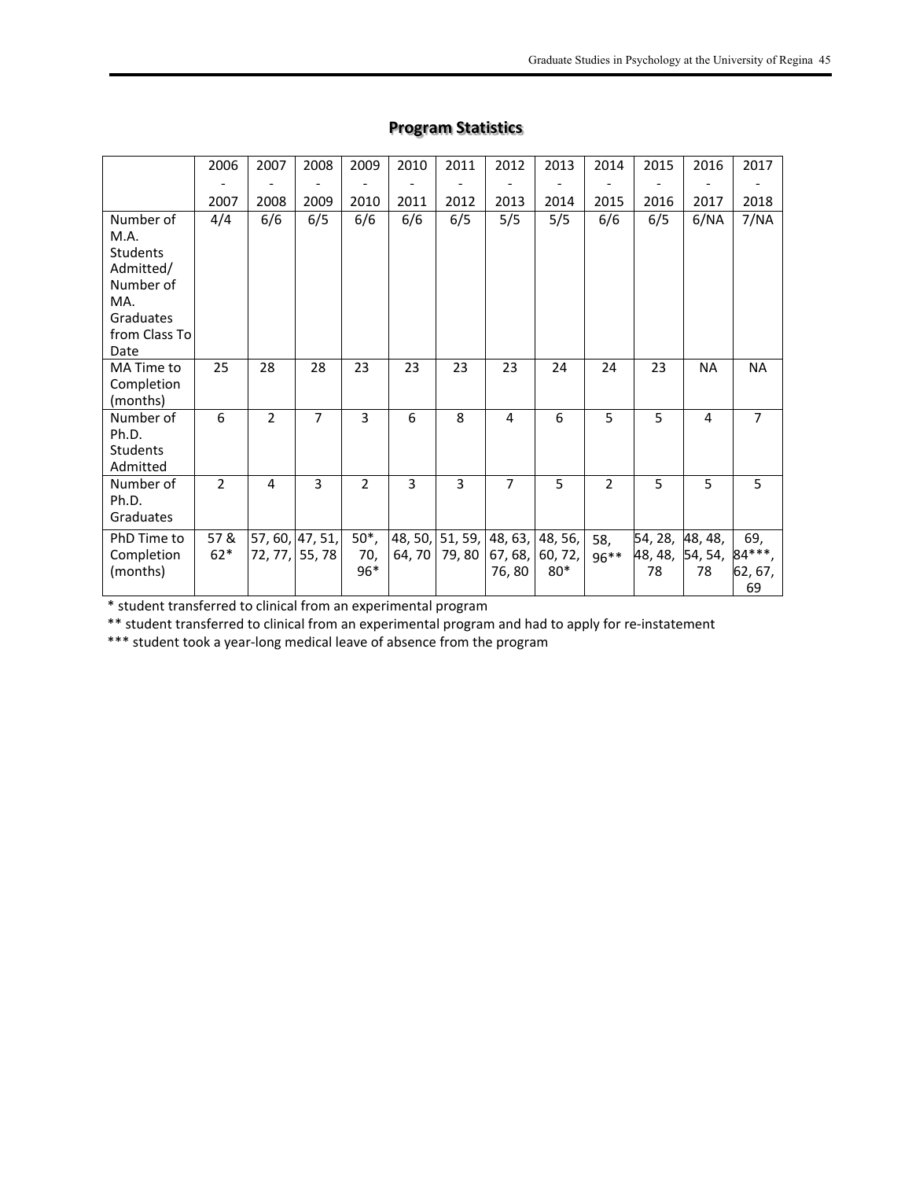## Program Statistics

| | 2006 - 2007 | 2007 - 2008 | 2008 - 2009 | 2009 - 2010 | 2010 - 2011 | 2011 - 2012 | 2012 - 2013 | 2013 - 2014 | 2014 - 2015 | 2015 - 2016 | 2016 - 2017 | 2017 - 2018 |
|---|---|---|---|---|---|---|---|---|---|---|---|---|
| Number of M.A. Students Admitted/ Number of MA. Graduates from Class To Date | 4/4 | 6/6 | 6/5 | 6/6 | 6/6 | 6/5 | 5/5 | 5/5 | 6/6 | 6/5 | 6/NA | 7/NA |
| MA Time to Completion (months) | 25 | 28 | 28 | 23 | 23 | 23 | 23 | 24 | 24 | 23 | NA | NA |
| Number of Ph.D. Students Admitted | 6 | 2 | 7 | 3 | 6 | 8 | 4 | 6 | 5 | 5 | 4 | 7 |
| Number of Ph.D. Graduates | 2 | 4 | 3 | 2 | 3 | 3 | 7 | 5 | 2 | 5 | 5 | 5 |
| PhD Time to Completion (months) | 57 & 62* | 57, 60, 72, 77, | 47, 51, 55, 78 | 50*, 70, 96* | 48, 50, 64, 70 | 51, 59, 79, 80 | 48, 63, 67, 68, 76, 80 | 48, 56, 60, 72, 80* | 58, 96** | 54, 28, 48, 48, 78 | 48, 48, 54, 54, 78 | 69, 84***, 62, 67, 69 |

* student transferred to clinical from an experimental program

** student transferred to clinical from an experimental program and had to apply for re-instatement

*** student took a year-long medical leave of absence from the program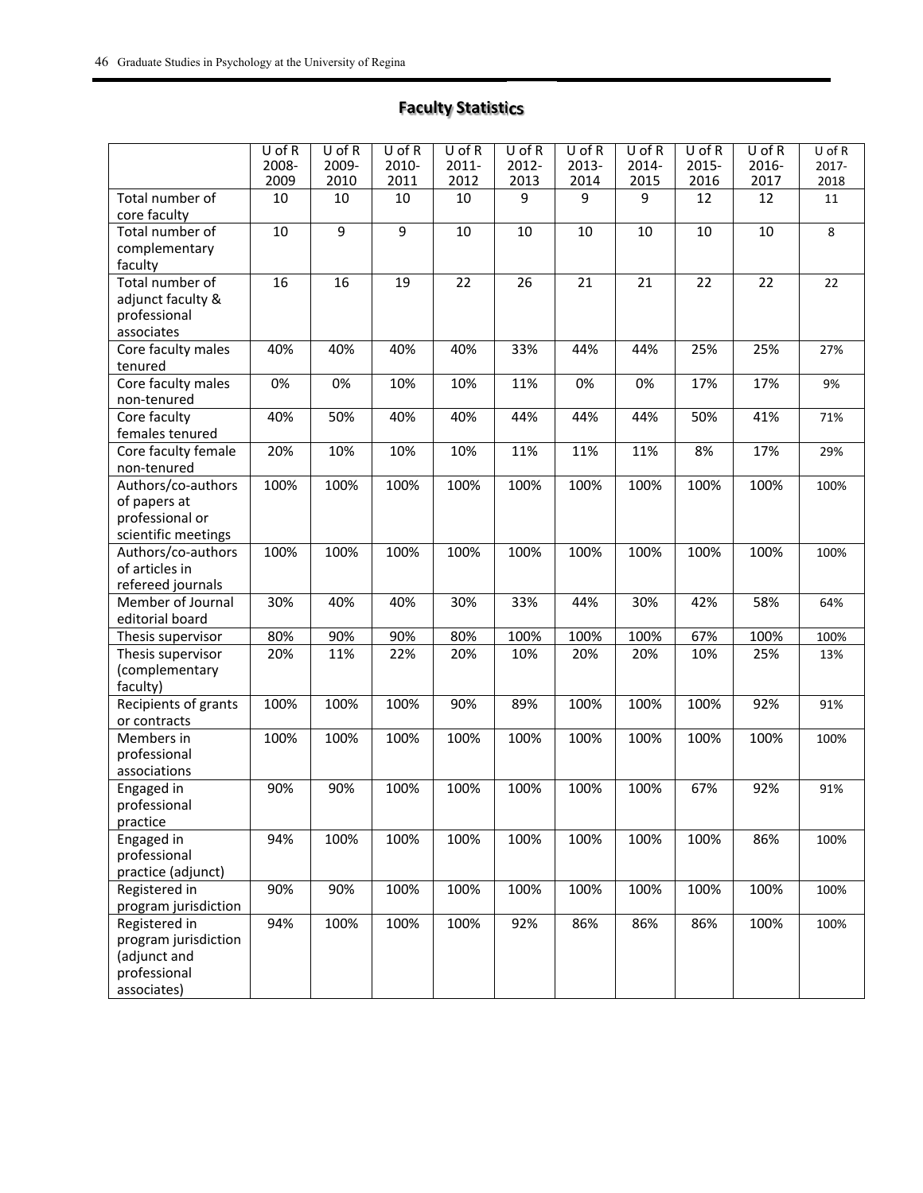## Faculty Statistics

| | U of R 2008-2009 | U of R 2009-2010 | U of R 2010-2011 | U of R 2011-2012 | U of R 2012-2013 | U of R 2013-2014 | U of R 2014-2015 | U of R 2015-2016 | U of R 2016-2017 | U of R 2017-2018 |
|---|---|---|---|---|---|---|---|---|---|---|
| Total number of core faculty | 10 | 10 | 10 | 10 | 9 | 9 | 9 | 12 | 12 | 11 |
| Total number of complementary faculty | 10 | 9 | 9 | 10 | 10 | 10 | 10 | 10 | 10 | 8 |
| Total number of adjunct faculty & professional associates | 16 | 16 | 19 | 22 | 26 | 21 | 21 | 22 | 22 | 22 |
| Core faculty males tenured | 40% | 40% | 40% | 40% | 33% | 44% | 44% | 25% | 25% | 27% |
| Core faculty males non-tenured | 0% | 0% | 10% | 10% | 11% | 0% | 0% | 17% | 17% | 9% |
| Core faculty females tenured | 40% | 50% | 40% | 40% | 44% | 44% | 44% | 50% | 41% | 71% |
| Core faculty female non-tenured | 20% | 10% | 10% | 10% | 11% | 11% | 11% | 8% | 17% | 29% |
| Authors/co-authors of papers at professional or scientific meetings | 100% | 100% | 100% | 100% | 100% | 100% | 100% | 100% | 100% | 100% |
| Authors/co-authors of articles in refereed journals | 100% | 100% | 100% | 100% | 100% | 100% | 100% | 100% | 100% | 100% |
| Member of Journal editorial board | 30% | 40% | 40% | 30% | 33% | 44% | 30% | 42% | 58% | 64% |
| Thesis supervisor | 80% | 90% | 90% | 80% | 100% | 100% | 100% | 67% | 100% | 100% |
| Thesis supervisor (complementary faculty) | 20% | 11% | 22% | 20% | 10% | 20% | 20% | 10% | 25% | 13% |
| Recipients of grants or contracts | 100% | 100% | 100% | 90% | 89% | 100% | 100% | 100% | 92% | 91% |
| Members in professional associations | 100% | 100% | 100% | 100% | 100% | 100% | 100% | 100% | 100% | 100% |
| Engaged in professional practice | 90% | 90% | 100% | 100% | 100% | 100% | 100% | 67% | 92% | 91% |
| Engaged in professional practice (adjunct) | 94% | 100% | 100% | 100% | 100% | 100% | 100% | 100% | 86% | 100% |
| Registered in program jurisdiction | 90% | 90% | 100% | 100% | 100% | 100% | 100% | 100% | 100% | 100% |
| Registered in program jurisdiction (adjunct and professional associates) | 94% | 100% | 100% | 100% | 92% | 86% | 86% | 86% | 100% | 100% |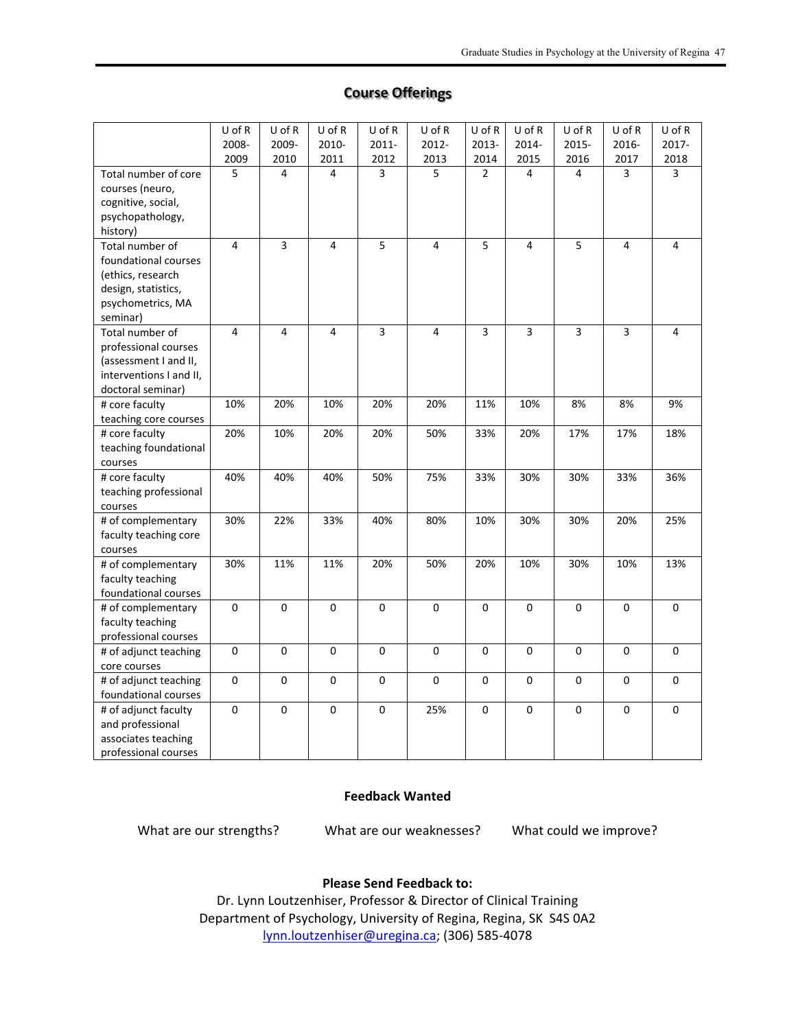## Course Offerings

| | U of R 2008-2009 | U of R 2009-2010 | U of R 2010-2011 | U of R 2011-2012 | U of R 2012-2013 | U of R 2013-2014 | U of R 2014-2015 | U of R 2015-2016 | U of R 2016-2017 | U of R 2017-2018 |
|---|---|---|---|---|---|---|---|---|---|---|
| Total number of core courses (neuro, cognitive, social, psychopathology, history) | 5 | 4 | 4 | 3 | 5 | 2 | 4 | 4 | 3 | 3 |
| Total number of foundational courses (ethics, research design, statistics, psychometrics, MA seminar) | 4 | 3 | 4 | 5 | 4 | 5 | 4 | 5 | 4 | 4 |
| Total number of professional courses (assessment I and II, interventions I and II, doctoral seminar) | 4 | 4 | 4 | 3 | 4 | 3 | 3 | 3 | 3 | 4 |
| # core faculty teaching core courses | 10% | 20% | 10% | 20% | 20% | 11% | 10% | 8% | 8% | 9% |
| # core faculty teaching foundational courses | 20% | 10% | 20% | 20% | 50% | 33% | 20% | 17% | 17% | 18% |
| # core faculty teaching professional courses | 40% | 40% | 40% | 50% | 75% | 33% | 30% | 30% | 33% | 36% |
| # of complementary faculty teaching core courses | 30% | 22% | 33% | 40% | 80% | 10% | 30% | 30% | 20% | 25% |
| # of complementary faculty teaching foundational courses | 30% | 11% | 11% | 20% | 50% | 20% | 10% | 30% | 10% | 13% |
| # of complementary faculty teaching professional courses | 0 | 0 | 0 | 0 | 0 | 0 | 0 | 0 | 0 | 0 |
| # of adjunct teaching core courses | 0 | 0 | 0 | 0 | 0 | 0 | 0 | 0 | 0 | 0 |
| # of adjunct teaching foundational courses | 0 | 0 | 0 | 0 | 0 | 0 | 0 | 0 | 0 | 0 |
| # of adjunct faculty and professional associates teaching professional courses | 0 | 0 | 0 | 0 | 25% | 0 | 0 | 0 | 0 | 0 |

**Feedback Wanted**

What are our strengths? What are our weaknesses? What could we improve?

**Please Send Feedback to:**

Dr. Lynn Loutzenhiser, Professor & Director of Clinical Training
Department of Psychology, University of Regina, Regina, SK S4S 0A2
lynn.loutzenhiser@uregina.ca; (306) 585-4078